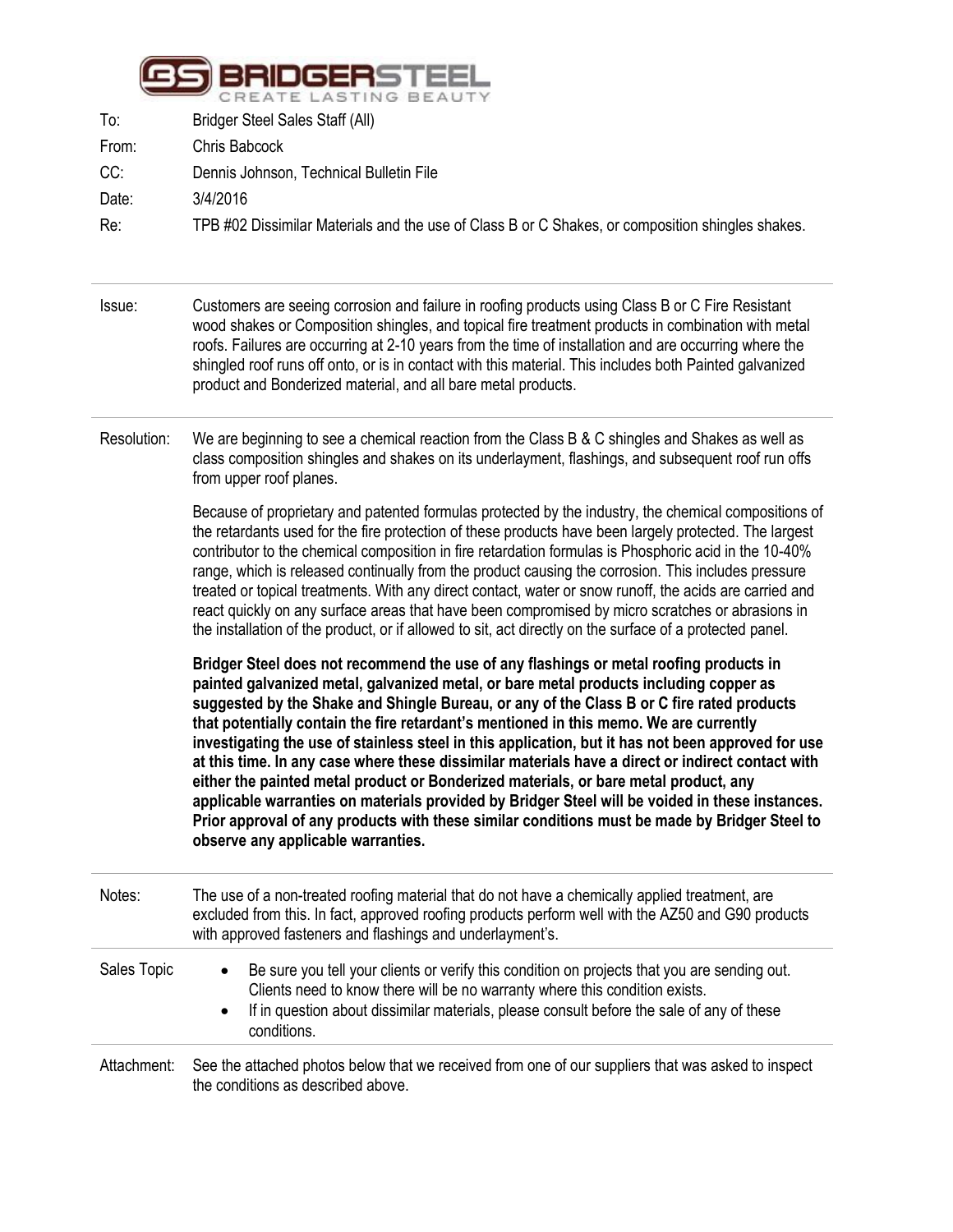**BRIDGERSTEEL**
CREATE LASTING BEAUTY

| | |
|---|---|
| To: | Bridger Steel Sales Staff (All) |
| From: | Chris Babcock |
| CC: | Dennis Johnson, Technical Bulletin File |
| Date: | 3/4/2016 |
| Re: | TPB #02 Dissimilar Materials and the use of Class B or C Shakes, or composition shingles shakes. |

---

**Issue:**

Customers are seeing corrosion and failure in roofing products using Class B or C Fire Resistant wood shakes or Composition shingles, and topical fire treatment products in combination with metal roofs. Failures are occurring at 2-10 years from the time of installation and are occurring where the shingled roof runs off onto, or is in contact with this material. This includes both Painted galvanized product and Bonderized material, and all bare metal products.

---

**Resolution:**

We are beginning to see a chemical reaction from the Class B & C shingles and Shakes as well as class composition shingles and shakes on its underlayment, flashings, and subsequent roof run offs from upper roof planes.

Because of proprietary and patented formulas protected by the industry, the chemical compositions of the retardants used for the fire protection of these products have been largely protected. The largest contributor to the chemical composition in fire retardation formulas is Phosphoric acid in the 10-40% range, which is released continually from the product causing the corrosion. This includes pressure treated or topical treatments. With any direct contact, water or snow runoff, the acids are carried and react quickly on any surface areas that have been compromised by micro scratches or abrasions in the installation of the product, or if allowed to sit, act directly on the surface of a protected panel.

**Bridger Steel does not recommend the use of any flashings or metal roofing products in painted galvanized metal, galvanized metal, or bare metal products including copper as suggested by the Shake and Shingle Bureau, or any of the Class B or C fire rated products that potentially contain the fire retardant's mentioned in this memo. We are currently investigating the use of stainless steel in this application, but it has not been approved for use at this time. In any case where these dissimilar materials have a direct or indirect contact with either the painted metal product or Bonderized materials, or bare metal product, any applicable warranties on materials provided by Bridger Steel will be voided in these instances. Prior approval of any products with these similar conditions must be made by Bridger Steel to observe any applicable warranties.**

---

**Notes:**

The use of a non-treated roofing material that do not have a chemically applied treatment, are excluded from this. In fact, approved roofing products perform well with the AZ50 and G90 products with approved fasteners and flashings and underlayment's.

---

**Sales Topic**

- Be sure you tell your clients or verify this condition on projects that you are sending out. Clients need to know there will be no warranty where this condition exists.
- If in question about dissimilar materials, please consult before the sale of any of these conditions.

---

**Attachment:**

See the attached photos below that we received from one of our suppliers that was asked to inspect the conditions as described above.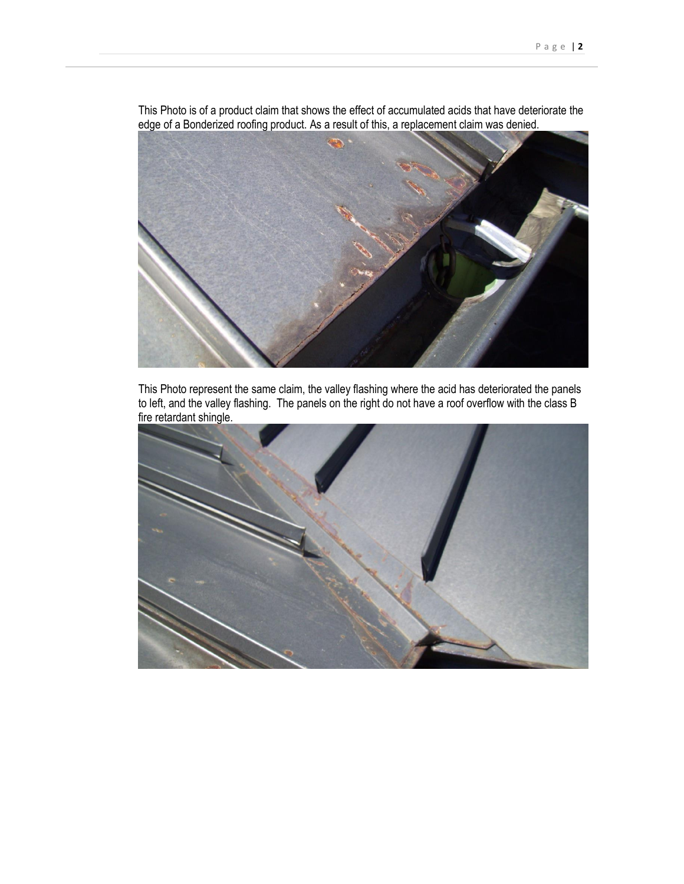This Photo is of a product claim that shows the effect of accumulated acids that have deteriorate the edge of a Bonderized roofing product. As a result of this, a replacement claim was denied.

This Photo represent the same claim, the valley flashing where the acid has deteriorated the panels to left, and the valley flashing. The panels on the right do not have a roof overflow with the class B fire retardant shingle.